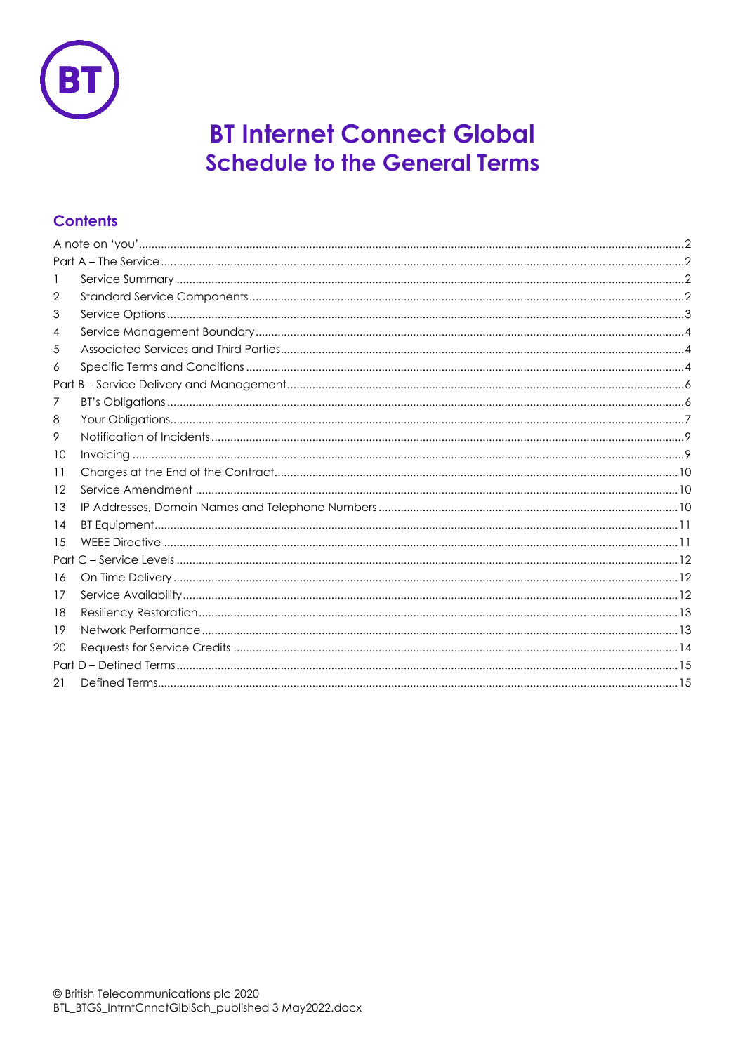# BT Internet Connect Global
## Schedule to the General Terms

### Contents

A note on 'you' ... 2
Part A – The Service ... 2
1 Service Summary ... 2
2 Standard Service Components ... 2
3 Service Options ... 3
4 Service Management Boundary ... 4
5 Associated Services and Third Parties ... 4
6 Specific Terms and Conditions ... 4
Part B – Service Delivery and Management ... 6
7 BT's Obligations ... 6
8 Your Obligations ... 7
9 Notification of Incidents ... 9
10 Invoicing ... 9
11 Charges at the End of the Contract ... 10
12 Service Amendment ... 10
13 IP Addresses, Domain Names and Telephone Numbers ... 10
14 BT Equipment ... 11
15 WEEE Directive ... 11
Part C – Service Levels ... 12
16 On Time Delivery ... 12
17 Service Availability ... 12
18 Resiliency Restoration ... 13
19 Network Performance ... 13
20 Requests for Service Credits ... 14
Part D – Defined Terms ... 15
21 Defined Terms ... 15

© British Telecommunications plc 2020
BTL_BTGS_IntrntCnnctGlblSch_published 3 May2022.docx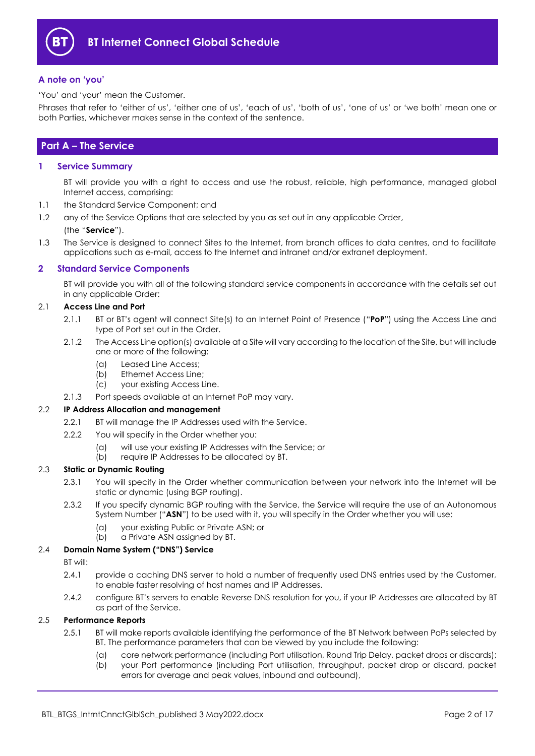# BT Internet Connect Global Schedule

### A note on 'you'

'You' and 'your' mean the Customer.

Phrases that refer to 'either of us', 'either one of us', 'each of us', 'both of us', 'one of us' or 'we both' mean one or both Parties, whichever makes sense in the context of the sentence.

## Part A – The Service

### 1 Service Summary

BT will provide you with a right to access and use the robust, reliable, high performance, managed global Internet access, comprising:

1.1 the Standard Service Component; and

1.2 any of the Service Options that are selected by you as set out in any applicable Order,

(the "**Service**").

1.3 The Service is designed to connect Sites to the Internet, from branch offices to data centres, and to facilitate applications such as e-mail, access to the Internet and intranet and/or extranet deployment.

### 2 Standard Service Components

BT will provide you with all of the following standard service components in accordance with the details set out in any applicable Order:

#### 2.1 Access Line and Port

2.1.1 BT or BT's agent will connect Site(s) to an Internet Point of Presence ("**PoP**") using the Access Line and type of Port set out in the Order.

2.1.2 The Access Line option(s) available at a Site will vary according to the location of the Site, but will include one or more of the following:

(a) Leased Line Access;
(b) Ethernet Access Line;
(c) your existing Access Line.

2.1.3 Port speeds available at an Internet PoP may vary.

#### 2.2 IP Address Allocation and management

2.2.1 BT will manage the IP Addresses used with the Service.

2.2.2 You will specify in the Order whether you:

(a) will use your existing IP Addresses with the Service; or
(b) require IP Addresses to be allocated by BT.

#### 2.3 Static or Dynamic Routing

2.3.1 You will specify in the Order whether communication between your network into the Internet will be static or dynamic (using BGP routing).

2.3.2 If you specify dynamic BGP routing with the Service, the Service will require the use of an Autonomous System Number ("**ASN**") to be used with it, you will specify in the Order whether you will use:

(a) your existing Public or Private ASN; or
(b) a Private ASN assigned by BT.

#### 2.4 Domain Name System ("DNS") Service

BT will:

2.4.1 provide a caching DNS server to hold a number of frequently used DNS entries used by the Customer, to enable faster resolving of host names and IP Addresses.

2.4.2 configure BT's servers to enable Reverse DNS resolution for you, if your IP Addresses are allocated by BT as part of the Service.

#### 2.5 Performance Reports

2.5.1 BT will make reports available identifying the performance of the BT Network between PoPs selected by BT. The performance parameters that can be viewed by you include the following:

(a) core network performance (including Port utilisation, Round Trip Delay, packet drops or discards);
(b) your Port performance (including Port utilisation, throughput, packet drop or discard, packet errors for average and peak values, inbound and outbound),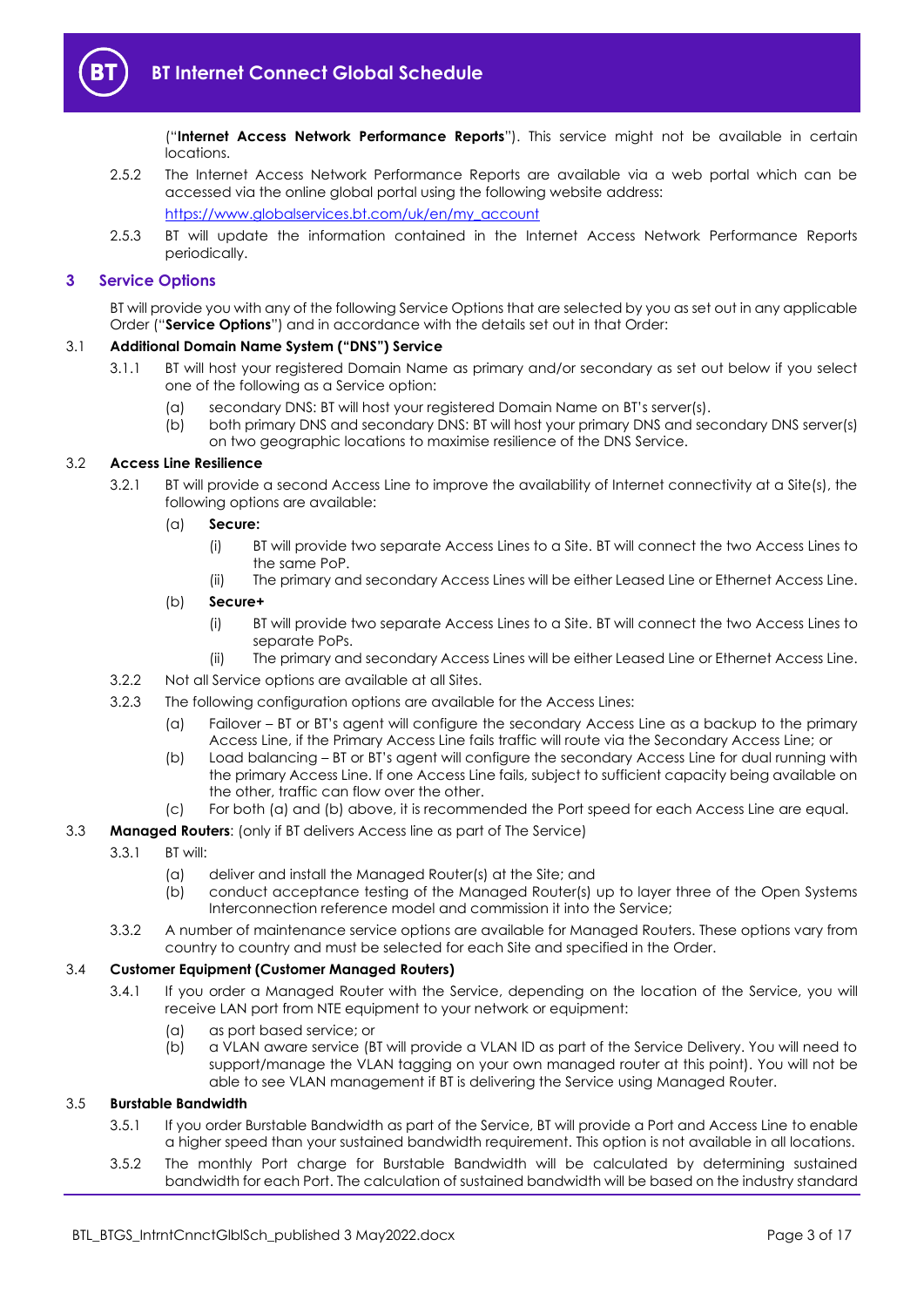("**Internet Access Network Performance Reports**"). This service might not be available in certain locations.

2.5.2 The Internet Access Network Performance Reports are available via a web portal which can be accessed via the online global portal using the following website address: [https://www.globalservices.bt.com/uk/en/my_account](https://www.globalservices.bt.com/uk/en/my_account)

2.5.3 BT will update the information contained in the Internet Access Network Performance Reports periodically.

## 3 Service Options

BT will provide you with any of the following Service Options that are selected by you as set out in any applicable Order ("**Service Options**") and in accordance with the details set out in that Order:

### 3.1 Additional Domain Name System ("DNS") Service

3.1.1 BT will host your registered Domain Name as primary and/or secondary as set out below if you select one of the following as a Service option:

(a) secondary DNS: BT will host your registered Domain Name on BT's server(s).

(b) both primary DNS and secondary DNS: BT will host your primary DNS and secondary DNS server(s) on two geographic locations to maximise resilience of the DNS Service.

### 3.2 Access Line Resilience

3.2.1 BT will provide a second Access Line to improve the availability of Internet connectivity at a Site(s), the following options are available:

(a) **Secure:**

(i) BT will provide two separate Access Lines to a Site. BT will connect the two Access Lines to the same PoP.

(ii) The primary and secondary Access Lines will be either Leased Line or Ethernet Access Line.

(b) **Secure+**

(i) BT will provide two separate Access Lines to a Site. BT will connect the two Access Lines to separate PoPs.

(ii) The primary and secondary Access Lines will be either Leased Line or Ethernet Access Line.

3.2.2 Not all Service options are available at all Sites.

3.2.3 The following configuration options are available for the Access Lines:

(a) Failover – BT or BT's agent will configure the secondary Access Line as a backup to the primary Access Line, if the Primary Access Line fails traffic will route via the Secondary Access Line; or

(b) Load balancing – BT or BT's agent will configure the secondary Access Line for dual running with the primary Access Line. If one Access Line fails, subject to sufficient capacity being available on the other, traffic can flow over the other.

(c) For both (a) and (b) above, it is recommended the Port speed for each Access Line are equal.

### 3.3 Managed Routers: (only if BT delivers Access line as part of The Service)

3.3.1 BT will:

(a) deliver and install the Managed Router(s) at the Site; and

(b) conduct acceptance testing of the Managed Router(s) up to layer three of the Open Systems Interconnection reference model and commission it into the Service;

3.3.2 A number of maintenance service options are available for Managed Routers. These options vary from country to country and must be selected for each Site and specified in the Order.

### 3.4 Customer Equipment (Customer Managed Routers)

3.4.1 If you order a Managed Router with the Service, depending on the location of the Service, you will receive LAN port from NTE equipment to your network or equipment:

(a) as port based service; or

(b) a VLAN aware service (BT will provide a VLAN ID as part of the Service Delivery. You will need to support/manage the VLAN tagging on your own managed router at this point). You will not be able to see VLAN management if BT is delivering the Service using Managed Router.

### 3.5 Burstable Bandwidth

3.5.1 If you order Burstable Bandwidth as part of the Service, BT will provide a Port and Access Line to enable a higher speed than your sustained bandwidth requirement. This option is not available in all locations.

3.5.2 The monthly Port charge for Burstable Bandwidth will be calculated by determining sustained bandwidth for each Port. The calculation of sustained bandwidth will be based on the industry standard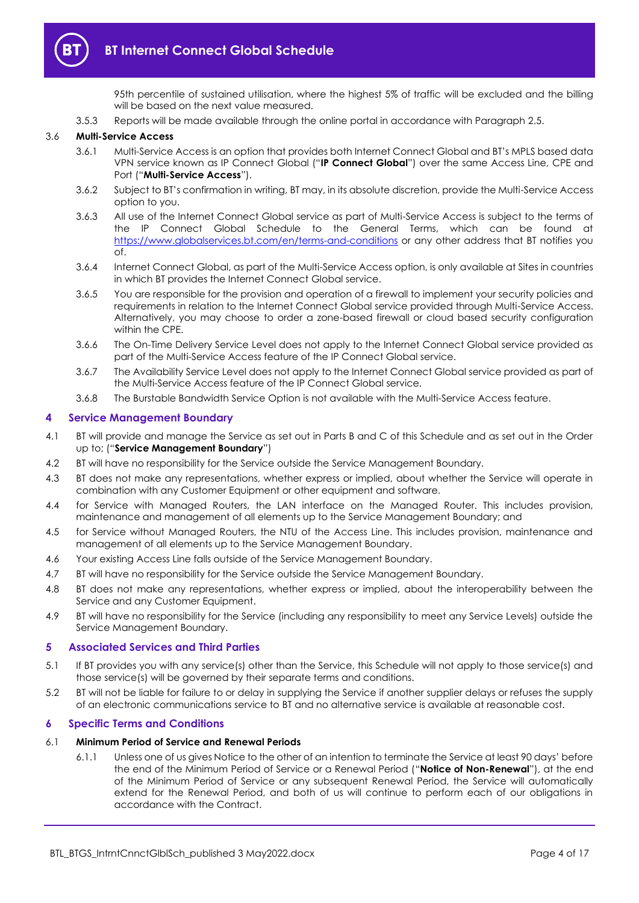95th percentile of sustained utilisation, where the highest 5% of traffic will be excluded and the billing will be based on the next value measured.

3.5.3 Reports will be made available through the online portal in accordance with Paragraph 2.5.

3.6 **Multi-Service Access**

3.6.1 Multi-Service Access is an option that provides both Internet Connect Global and BT's MPLS based data VPN service known as IP Connect Global ("**IP Connect Global**") over the same Access Line, CPE and Port ("**Multi-Service Access**").

3.6.2 Subject to BT's confirmation in writing, BT may, in its absolute discretion, provide the Multi-Service Access option to you.

3.6.3 All use of the Internet Connect Global service as part of Multi-Service Access is subject to the terms of the IP Connect Global Schedule to the General Terms, which can be found at https://www.globalservices.bt.com/en/terms-and-conditions or any other address that BT notifies you of.

3.6.4 Internet Connect Global, as part of the Multi-Service Access option, is only available at Sites in countries in which BT provides the Internet Connect Global service.

3.6.5 You are responsible for the provision and operation of a firewall to implement your security policies and requirements in relation to the Internet Connect Global service provided through Multi-Service Access. Alternatively, you may choose to order a zone-based firewall or cloud based security configuration within the CPE.

3.6.6 The On-Time Delivery Service Level does not apply to the Internet Connect Global service provided as part of the Multi-Service Access feature of the IP Connect Global service.

3.6.7 The Availability Service Level does not apply to the Internet Connect Global service provided as part of the Multi-Service Access feature of the IP Connect Global service.

3.6.8 The Burstable Bandwidth Service Option is not available with the Multi-Service Access feature.

## 4 Service Management Boundary

4.1 BT will provide and manage the Service as set out in Parts B and C of this Schedule and as set out in the Order up to; ("**Service Management Boundary**")

4.2 BT will have no responsibility for the Service outside the Service Management Boundary.

4.3 BT does not make any representations, whether express or implied, about whether the Service will operate in combination with any Customer Equipment or other equipment and software.

4.4 for Service with Managed Routers, the LAN interface on the Managed Router. This includes provision, maintenance and management of all elements up to the Service Management Boundary; and

4.5 for Service without Managed Routers, the NTU of the Access Line. This includes provision, maintenance and management of all elements up to the Service Management Boundary.

4.6 Your existing Access Line falls outside of the Service Management Boundary.

4.7 BT will have no responsibility for the Service outside the Service Management Boundary.

4.8 BT does not make any representations, whether express or implied, about the interoperability between the Service and any Customer Equipment.

4.9 BT will have no responsibility for the Service (including any responsibility to meet any Service Levels) outside the Service Management Boundary.

## 5 Associated Services and Third Parties

5.1 If BT provides you with any service(s) other than the Service, this Schedule will not apply to those service(s) and those service(s) will be governed by their separate terms and conditions.

5.2 BT will not be liable for failure to or delay in supplying the Service if another supplier delays or refuses the supply of an electronic communications service to BT and no alternative service is available at reasonable cost.

## 6 Specific Terms and Conditions

6.1 **Minimum Period of Service and Renewal Periods**

6.1.1 Unless one of us gives Notice to the other of an intention to terminate the Service at least 90 days' before the end of the Minimum Period of Service or a Renewal Period ("**Notice of Non-Renewal**"), at the end of the Minimum Period of Service or any subsequent Renewal Period, the Service will automatically extend for the Renewal Period, and both of us will continue to perform each of our obligations in accordance with the Contract.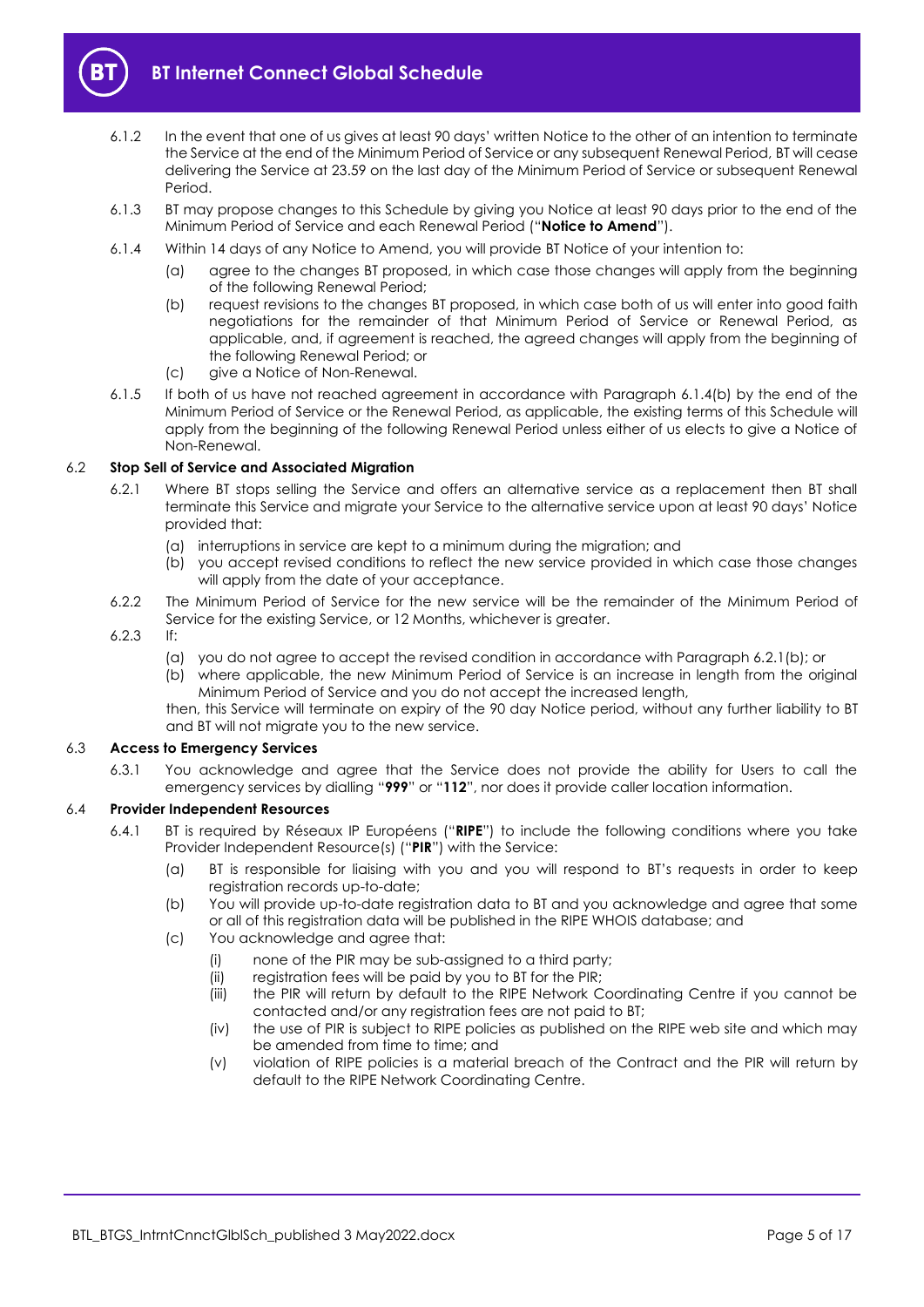6.1.2 In the event that one of us gives at least 90 days' written Notice to the other of an intention to terminate the Service at the end of the Minimum Period of Service or any subsequent Renewal Period, BT will cease delivering the Service at 23.59 on the last day of the Minimum Period of Service or subsequent Renewal Period.

6.1.3 BT may propose changes to this Schedule by giving you Notice at least 90 days prior to the end of the Minimum Period of Service and each Renewal Period ("**Notice to Amend**").

6.1.4 Within 14 days of any Notice to Amend, you will provide BT Notice of your intention to:

(a) agree to the changes BT proposed, in which case those changes will apply from the beginning of the following Renewal Period;

(b) request revisions to the changes BT proposed, in which case both of us will enter into good faith negotiations for the remainder of that Minimum Period of Service or Renewal Period, as applicable, and, if agreement is reached, the agreed changes will apply from the beginning of the following Renewal Period; or

(c) give a Notice of Non-Renewal.

6.1.5 If both of us have not reached agreement in accordance with Paragraph 6.1.4(b) by the end of the Minimum Period of Service or the Renewal Period, as applicable, the existing terms of this Schedule will apply from the beginning of the following Renewal Period unless either of us elects to give a Notice of Non-Renewal.

### 6.2 Stop Sell of Service and Associated Migration

6.2.1 Where BT stops selling the Service and offers an alternative service as a replacement then BT shall terminate this Service and migrate your Service to the alternative service upon at least 90 days' Notice provided that:

(a) interruptions in service are kept to a minimum during the migration; and

(b) you accept revised conditions to reflect the new service provided in which case those changes will apply from the date of your acceptance.

6.2.2 The Minimum Period of Service for the new service will be the remainder of the Minimum Period of Service for the existing Service, or 12 Months, whichever is greater.

6.2.3 If:

(a) you do not agree to accept the revised condition in accordance with Paragraph 6.2.1(b); or

(b) where applicable, the new Minimum Period of Service is an increase in length from the original Minimum Period of Service and you do not accept the increased length,

then, this Service will terminate on expiry of the 90 day Notice period, without any further liability to BT and BT will not migrate you to the new service.

### 6.3 Access to Emergency Services

6.3.1 You acknowledge and agree that the Service does not provide the ability for Users to call the emergency services by dialling "**999**" or "**112**", nor does it provide caller location information.

### 6.4 Provider Independent Resources

6.4.1 BT is required by Réseaux IP Européens ("**RIPE**") to include the following conditions where you take Provider Independent Resource(s) ("**PIR**") with the Service:

(a) BT is responsible for liaising with you and you will respond to BT's requests in order to keep registration records up-to-date;

(b) You will provide up-to-date registration data to BT and you acknowledge and agree that some or all of this registration data will be published in the RIPE WHOIS database; and

(c) You acknowledge and agree that:

(i) none of the PIR may be sub-assigned to a third party;

(ii) registration fees will be paid by you to BT for the PIR;

(iii) the PIR will return by default to the RIPE Network Coordinating Centre if you cannot be contacted and/or any registration fees are not paid to BT;

(iv) the use of PIR is subject to RIPE policies as published on the RIPE web site and which may be amended from time to time; and

(v) violation of RIPE policies is a material breach of the Contract and the PIR will return by default to the RIPE Network Coordinating Centre.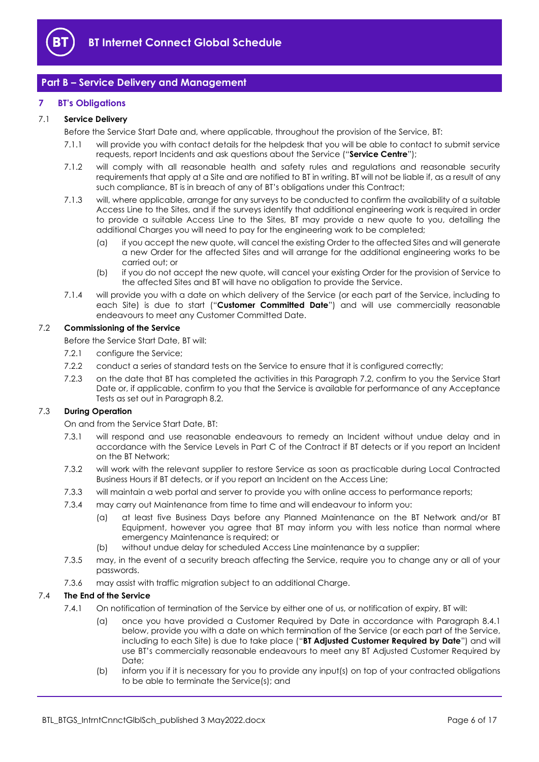## Part B – Service Delivery and Management

### 7 BT's Obligations

#### 7.1 Service Delivery

Before the Service Start Date and, where applicable, throughout the provision of the Service, BT:

7.1.1 will provide you with contact details for the helpdesk that you will be able to contact to submit service requests, report Incidents and ask questions about the Service ("**Service Centre**");

7.1.2 will comply with all reasonable health and safety rules and regulations and reasonable security requirements that apply at a Site and are notified to BT in writing. BT will not be liable if, as a result of any such compliance, BT is in breach of any of BT's obligations under this Contract;

7.1.3 will, where applicable, arrange for any surveys to be conducted to confirm the availability of a suitable Access Line to the Sites, and if the surveys identify that additional engineering work is required in order to provide a suitable Access Line to the Sites, BT may provide a new quote to you, detailing the additional Charges you will need to pay for the engineering work to be completed;

(a) if you accept the new quote, will cancel the existing Order to the affected Sites and will generate a new Order for the affected Sites and will arrange for the additional engineering works to be carried out; or

(b) if you do not accept the new quote, will cancel your existing Order for the provision of Service to the affected Sites and BT will have no obligation to provide the Service.

7.1.4 will provide you with a date on which delivery of the Service (or each part of the Service, including to each Site) is due to start ("**Customer Committed Date**") and will use commercially reasonable endeavours to meet any Customer Committed Date.

#### 7.2 Commissioning of the Service

Before the Service Start Date, BT will:

7.2.1 configure the Service;

7.2.2 conduct a series of standard tests on the Service to ensure that it is configured correctly;

7.2.3 on the date that BT has completed the activities in this Paragraph 7.2, confirm to you the Service Start Date or, if applicable, confirm to you that the Service is available for performance of any Acceptance Tests as set out in Paragraph 8.2.

#### 7.3 During Operation

On and from the Service Start Date, BT:

7.3.1 will respond and use reasonable endeavours to remedy an Incident without undue delay and in accordance with the Service Levels in Part C of the Contract if BT detects or if you report an Incident on the BT Network;

7.3.2 will work with the relevant supplier to restore Service as soon as practicable during Local Contracted Business Hours if BT detects, or if you report an Incident on the Access Line;

7.3.3 will maintain a web portal and server to provide you with online access to performance reports;

7.3.4 may carry out Maintenance from time to time and will endeavour to inform you:

(a) at least five Business Days before any Planned Maintenance on the BT Network and/or BT Equipment, however you agree that BT may inform you with less notice than normal where emergency Maintenance is required; or

(b) without undue delay for scheduled Access Line maintenance by a supplier;

7.3.5 may, in the event of a security breach affecting the Service, require you to change any or all of your passwords.

7.3.6 may assist with traffic migration subject to an additional Charge.

#### 7.4 The End of the Service

7.4.1 On notification of termination of the Service by either one of us, or notification of expiry, BT will:

(a) once you have provided a Customer Required by Date in accordance with Paragraph 8.4.1 below, provide you with a date on which termination of the Service (or each part of the Service, including to each Site) is due to take place ("**BT Adjusted Customer Required by Date**") and will use BT's commercially reasonable endeavours to meet any BT Adjusted Customer Required by Date;

(b) inform you if it is necessary for you to provide any input(s) on top of your contracted obligations to be able to terminate the Service(s); and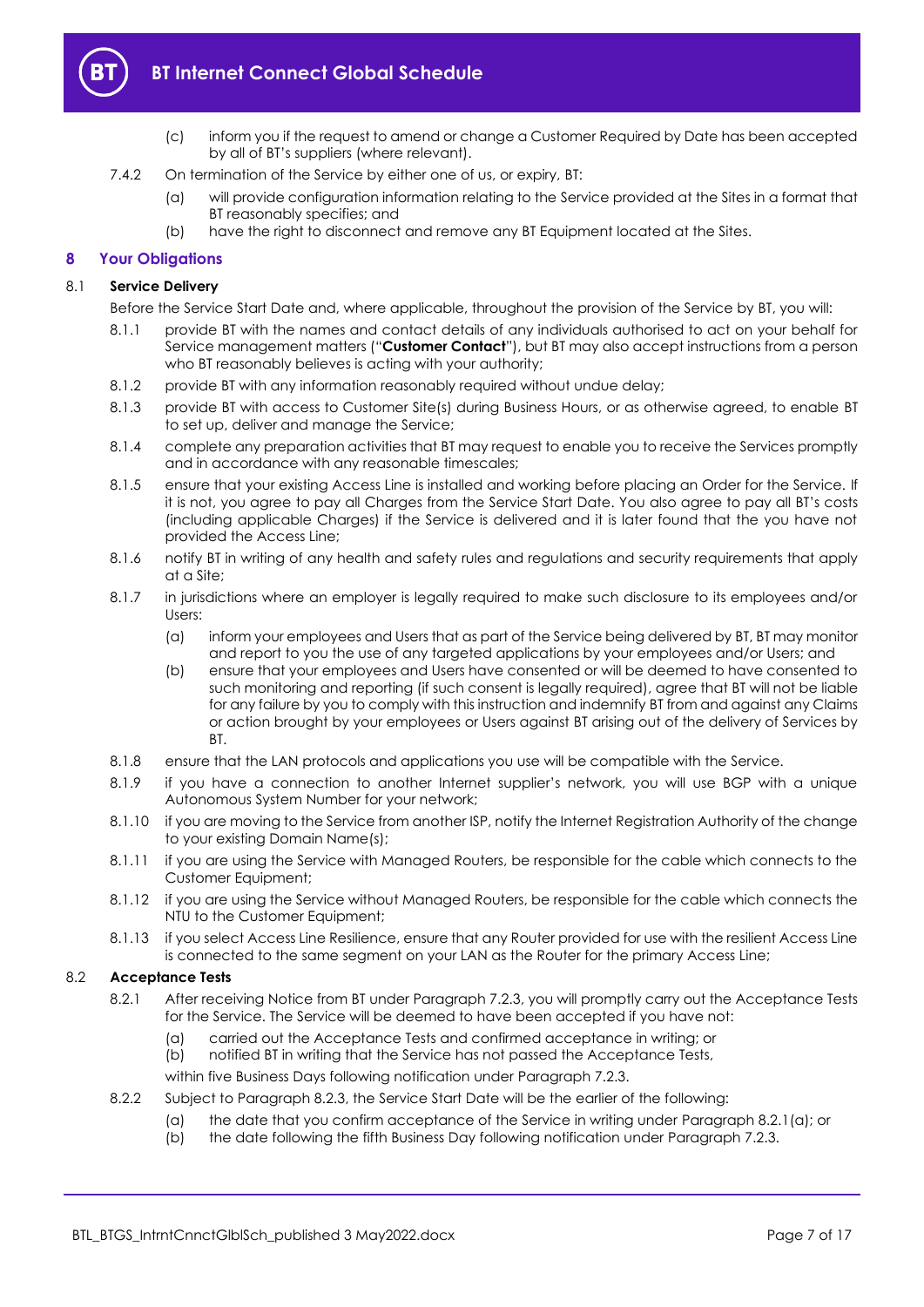(c) inform you if the request to amend or change a Customer Required by Date has been accepted by all of BT's suppliers (where relevant).

7.4.2 On termination of the Service by either one of us, or expiry, BT:

(a) will provide configuration information relating to the Service provided at the Sites in a format that BT reasonably specifies; and

(b) have the right to disconnect and remove any BT Equipment located at the Sites.

## 8 Your Obligations

### 8.1 Service Delivery

Before the Service Start Date and, where applicable, throughout the provision of the Service by BT, you will:

8.1.1 provide BT with the names and contact details of any individuals authorised to act on your behalf for Service management matters ("**Customer Contact**"), but BT may also accept instructions from a person who BT reasonably believes is acting with your authority;

8.1.2 provide BT with any information reasonably required without undue delay;

8.1.3 provide BT with access to Customer Site(s) during Business Hours, or as otherwise agreed, to enable BT to set up, deliver and manage the Service;

8.1.4 complete any preparation activities that BT may request to enable you to receive the Services promptly and in accordance with any reasonable timescales;

8.1.5 ensure that your existing Access Line is installed and working before placing an Order for the Service. If it is not, you agree to pay all Charges from the Service Start Date. You also agree to pay all BT's costs (including applicable Charges) if the Service is delivered and it is later found that the you have not provided the Access Line;

8.1.6 notify BT in writing of any health and safety rules and regulations and security requirements that apply at a Site;

8.1.7 in jurisdictions where an employer is legally required to make such disclosure to its employees and/or Users:

(a) inform your employees and Users that as part of the Service being delivered by BT, BT may monitor and report to you the use of any targeted applications by your employees and/or Users; and

(b) ensure that your employees and Users have consented or will be deemed to have consented to such monitoring and reporting (if such consent is legally required), agree that BT will not be liable for any failure by you to comply with this instruction and indemnify BT from and against any Claims or action brought by your employees or Users against BT arising out of the delivery of Services by BT.

8.1.8 ensure that the LAN protocols and applications you use will be compatible with the Service.

8.1.9 if you have a connection to another Internet supplier's network, you will use BGP with a unique Autonomous System Number for your network;

8.1.10 if you are moving to the Service from another ISP, notify the Internet Registration Authority of the change to your existing Domain Name(s);

8.1.11 if you are using the Service with Managed Routers, be responsible for the cable which connects to the Customer Equipment;

8.1.12 if you are using the Service without Managed Routers, be responsible for the cable which connects the NTU to the Customer Equipment;

8.1.13 if you select Access Line Resilience, ensure that any Router provided for use with the resilient Access Line is connected to the same segment on your LAN as the Router for the primary Access Line;

### 8.2 Acceptance Tests

8.2.1 After receiving Notice from BT under Paragraph 7.2.3, you will promptly carry out the Acceptance Tests for the Service. The Service will be deemed to have been accepted if you have not:

(a) carried out the Acceptance Tests and confirmed acceptance in writing; or

(b) notified BT in writing that the Service has not passed the Acceptance Tests,

within five Business Days following notification under Paragraph 7.2.3.

8.2.2 Subject to Paragraph 8.2.3, the Service Start Date will be the earlier of the following:

(a) the date that you confirm acceptance of the Service in writing under Paragraph 8.2.1(a); or

(b) the date following the fifth Business Day following notification under Paragraph 7.2.3.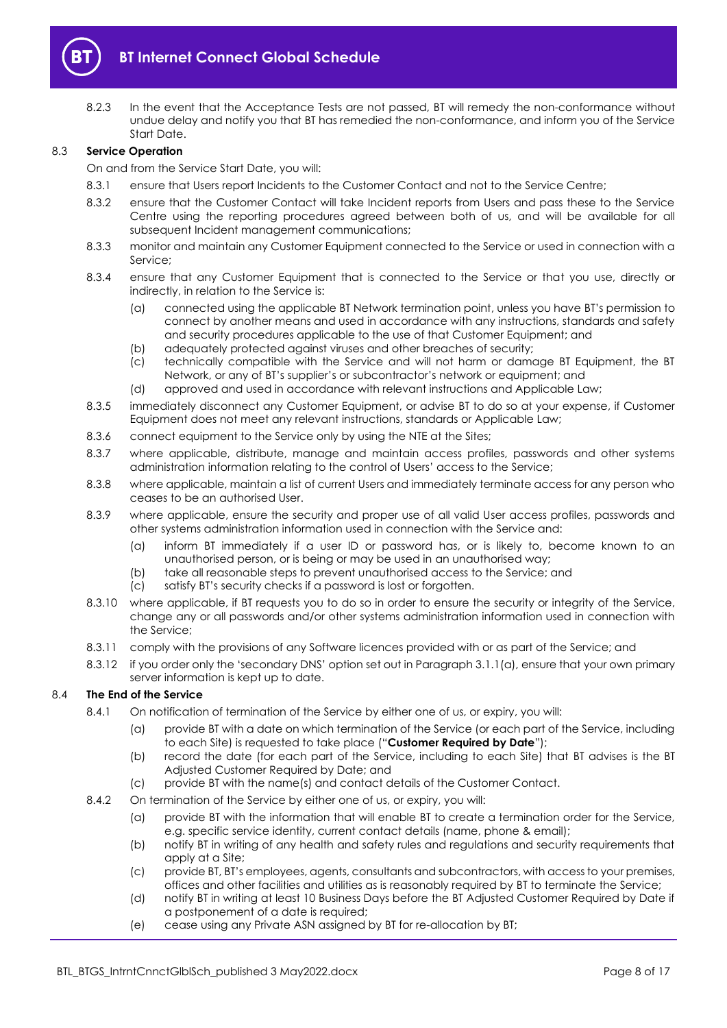8.2.3 In the event that the Acceptance Tests are not passed, BT will remedy the non-conformance without undue delay and notify you that BT has remedied the non-conformance, and inform you of the Service Start Date.

### 8.3 Service Operation

On and from the Service Start Date, you will:

8.3.1 ensure that Users report Incidents to the Customer Contact and not to the Service Centre;

8.3.2 ensure that the Customer Contact will take Incident reports from Users and pass these to the Service Centre using the reporting procedures agreed between both of us, and will be available for all subsequent Incident management communications;

8.3.3 monitor and maintain any Customer Equipment connected to the Service or used in connection with a Service;

8.3.4 ensure that any Customer Equipment that is connected to the Service or that you use, directly or indirectly, in relation to the Service is:

(a) connected using the applicable BT Network termination point, unless you have BT's permission to connect by another means and used in accordance with any instructions, standards and safety and security procedures applicable to the use of that Customer Equipment; and

(b) adequately protected against viruses and other breaches of security;

(c) technically compatible with the Service and will not harm or damage BT Equipment, the BT Network, or any of BT's supplier's or subcontractor's network or equipment; and

(d) approved and used in accordance with relevant instructions and Applicable Law;

8.3.5 immediately disconnect any Customer Equipment, or advise BT to do so at your expense, if Customer Equipment does not meet any relevant instructions, standards or Applicable Law;

8.3.6 connect equipment to the Service only by using the NTE at the Sites;

8.3.7 where applicable, distribute, manage and maintain access profiles, passwords and other systems administration information relating to the control of Users' access to the Service;

8.3.8 where applicable, maintain a list of current Users and immediately terminate access for any person who ceases to be an authorised User.

8.3.9 where applicable, ensure the security and proper use of all valid User access profiles, passwords and other systems administration information used in connection with the Service and:

(a) inform BT immediately if a user ID or password has, or is likely to, become known to an unauthorised person, or is being or may be used in an unauthorised way;

(b) take all reasonable steps to prevent unauthorised access to the Service; and

(c) satisfy BT's security checks if a password is lost or forgotten.

8.3.10 where applicable, if BT requests you to do so in order to ensure the security or integrity of the Service, change any or all passwords and/or other systems administration information used in connection with the Service;

8.3.11 comply with the provisions of any Software licences provided with or as part of the Service; and

8.3.12 if you order only the 'secondary DNS' option set out in Paragraph 3.1.1(a), ensure that your own primary server information is kept up to date.

### 8.4 The End of the Service

8.4.1 On notification of termination of the Service by either one of us, or expiry, you will:

(a) provide BT with a date on which termination of the Service (or each part of the Service, including to each Site) is requested to take place ("**Customer Required by Date**");

(b) record the date (for each part of the Service, including to each Site) that BT advises is the BT Adjusted Customer Required by Date; and

(c) provide BT with the name(s) and contact details of the Customer Contact.

8.4.2 On termination of the Service by either one of us, or expiry, you will:

(a) provide BT with the information that will enable BT to create a termination order for the Service, e.g. specific service identity, current contact details (name, phone & email);

(b) notify BT in writing of any health and safety rules and regulations and security requirements that apply at a Site;

(c) provide BT, BT's employees, agents, consultants and subcontractors, with access to your premises, offices and other facilities and utilities as is reasonably required by BT to terminate the Service;

(d) notify BT in writing at least 10 Business Days before the BT Adjusted Customer Required by Date if a postponement of a date is required;

(e) cease using any Private ASN assigned by BT for re-allocation by BT;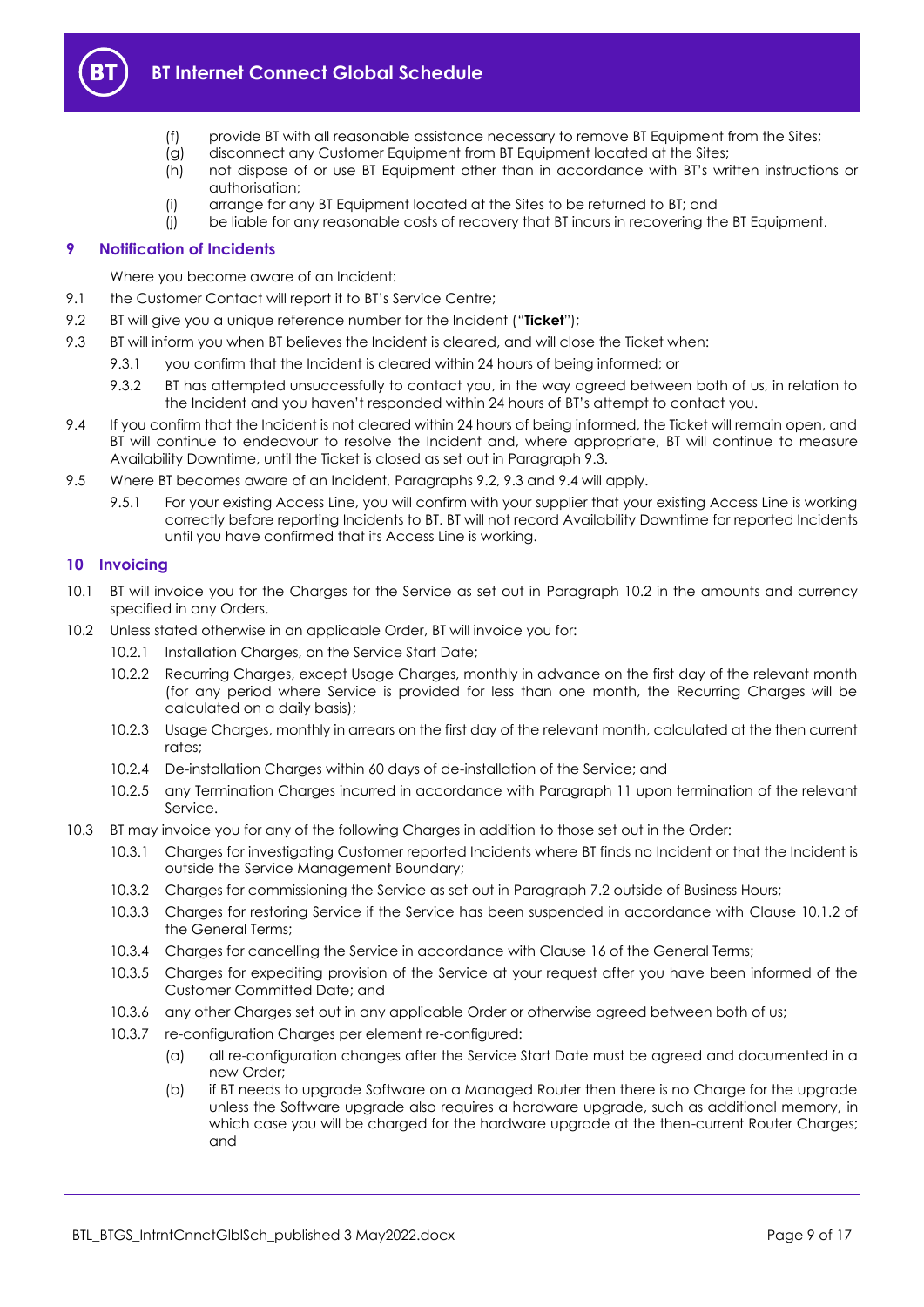(f) provide BT with all reasonable assistance necessary to remove BT Equipment from the Sites;

(g) disconnect any Customer Equipment from BT Equipment located at the Sites;

(h) not dispose of or use BT Equipment other than in accordance with BT's written instructions or authorisation;

(i) arrange for any BT Equipment located at the Sites to be returned to BT; and

(j) be liable for any reasonable costs of recovery that BT incurs in recovering the BT Equipment.

## 9 Notification of Incidents

Where you become aware of an Incident:

9.1 the Customer Contact will report it to BT's Service Centre;

9.2 BT will give you a unique reference number for the Incident ("**Ticket**");

9.3 BT will inform you when BT believes the Incident is cleared, and will close the Ticket when:

9.3.1 you confirm that the Incident is cleared within 24 hours of being informed; or

9.3.2 BT has attempted unsuccessfully to contact you, in the way agreed between both of us, in relation to the Incident and you haven't responded within 24 hours of BT's attempt to contact you.

9.4 If you confirm that the Incident is not cleared within 24 hours of being informed, the Ticket will remain open, and BT will continue to endeavour to resolve the Incident and, where appropriate, BT will continue to measure Availability Downtime, until the Ticket is closed as set out in Paragraph 9.3.

9.5 Where BT becomes aware of an Incident, Paragraphs 9.2, 9.3 and 9.4 will apply.

9.5.1 For your existing Access Line, you will confirm with your supplier that your existing Access Line is working correctly before reporting Incidents to BT. BT will not record Availability Downtime for reported Incidents until you have confirmed that its Access Line is working.

## 10 Invoicing

10.1 BT will invoice you for the Charges for the Service as set out in Paragraph 10.2 in the amounts and currency specified in any Orders.

10.2 Unless stated otherwise in an applicable Order, BT will invoice you for:

10.2.1 Installation Charges, on the Service Start Date;

10.2.2 Recurring Charges, except Usage Charges, monthly in advance on the first day of the relevant month (for any period where Service is provided for less than one month, the Recurring Charges will be calculated on a daily basis);

10.2.3 Usage Charges, monthly in arrears on the first day of the relevant month, calculated at the then current rates;

10.2.4 De-installation Charges within 60 days of de-installation of the Service; and

10.2.5 any Termination Charges incurred in accordance with Paragraph 11 upon termination of the relevant Service.

10.3 BT may invoice you for any of the following Charges in addition to those set out in the Order:

10.3.1 Charges for investigating Customer reported Incidents where BT finds no Incident or that the Incident is outside the Service Management Boundary;

10.3.2 Charges for commissioning the Service as set out in Paragraph 7.2 outside of Business Hours;

10.3.3 Charges for restoring Service if the Service has been suspended in accordance with Clause 10.1.2 of the General Terms;

10.3.4 Charges for cancelling the Service in accordance with Clause 16 of the General Terms;

10.3.5 Charges for expediting provision of the Service at your request after you have been informed of the Customer Committed Date; and

10.3.6 any other Charges set out in any applicable Order or otherwise agreed between both of us;

10.3.7 re-configuration Charges per element re-configured:

(a) all re-configuration changes after the Service Start Date must be agreed and documented in a new Order;

(b) if BT needs to upgrade Software on a Managed Router then there is no Charge for the upgrade unless the Software upgrade also requires a hardware upgrade, such as additional memory, in which case you will be charged for the hardware upgrade at the then-current Router Charges; and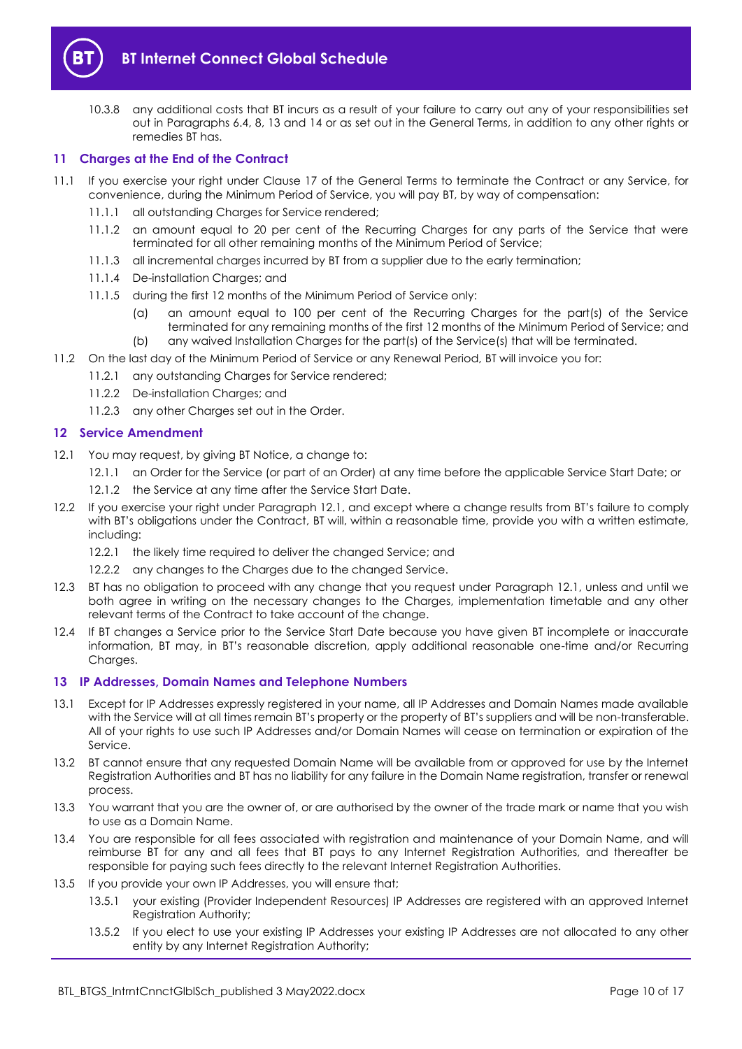10.3.8 any additional costs that BT incurs as a result of your failure to carry out any of your responsibilities set out in Paragraphs 6.4, 8, 13 and 14 or as set out in the General Terms, in addition to any other rights or remedies BT has.

## 11 Charges at the End of the Contract

11.1 If you exercise your right under Clause 17 of the General Terms to terminate the Contract or any Service, for convenience, during the Minimum Period of Service, you will pay BT, by way of compensation:

- 11.1.1 all outstanding Charges for Service rendered;
- 11.1.2 an amount equal to 20 per cent of the Recurring Charges for any parts of the Service that were terminated for all other remaining months of the Minimum Period of Service;
- 11.1.3 all incremental charges incurred by BT from a supplier due to the early termination;
- 11.1.4 De-installation Charges; and
- 11.1.5 during the first 12 months of the Minimum Period of Service only:
  - (a) an amount equal to 100 per cent of the Recurring Charges for the part(s) of the Service terminated for any remaining months of the first 12 months of the Minimum Period of Service; and
  - (b) any waived Installation Charges for the part(s) of the Service(s) that will be terminated.

11.2 On the last day of the Minimum Period of Service or any Renewal Period, BT will invoice you for:

- 11.2.1 any outstanding Charges for Service rendered;
- 11.2.2 De-installation Charges; and
- 11.2.3 any other Charges set out in the Order.

## 12 Service Amendment

12.1 You may request, by giving BT Notice, a change to:

- 12.1.1 an Order for the Service (or part of an Order) at any time before the applicable Service Start Date; or
- 12.1.2 the Service at any time after the Service Start Date.

12.2 If you exercise your right under Paragraph 12.1, and except where a change results from BT's failure to comply with BT's obligations under the Contract, BT will, within a reasonable time, provide you with a written estimate, including:

- 12.2.1 the likely time required to deliver the changed Service; and
- 12.2.2 any changes to the Charges due to the changed Service.

12.3 BT has no obligation to proceed with any change that you request under Paragraph 12.1, unless and until we both agree in writing on the necessary changes to the Charges, implementation timetable and any other relevant terms of the Contract to take account of the change.

12.4 If BT changes a Service prior to the Service Start Date because you have given BT incomplete or inaccurate information, BT may, in BT's reasonable discretion, apply additional reasonable one-time and/or Recurring Charges.

## 13 IP Addresses, Domain Names and Telephone Numbers

13.1 Except for IP Addresses expressly registered in your name, all IP Addresses and Domain Names made available with the Service will at all times remain BT's property or the property of BT's suppliers and will be non-transferable. All of your rights to use such IP Addresses and/or Domain Names will cease on termination or expiration of the Service.

13.2 BT cannot ensure that any requested Domain Name will be available from or approved for use by the Internet Registration Authorities and BT has no liability for any failure in the Domain Name registration, transfer or renewal process.

13.3 You warrant that you are the owner of, or are authorised by the owner of the trade mark or name that you wish to use as a Domain Name.

13.4 You are responsible for all fees associated with registration and maintenance of your Domain Name, and will reimburse BT for any and all fees that BT pays to any Internet Registration Authorities, and thereafter be responsible for paying such fees directly to the relevant Internet Registration Authorities.

13.5 If you provide your own IP Addresses, you will ensure that;

- 13.5.1 your existing (Provider Independent Resources) IP Addresses are registered with an approved Internet Registration Authority;
- 13.5.2 If you elect to use your existing IP Addresses your existing IP Addresses are not allocated to any other entity by any Internet Registration Authority;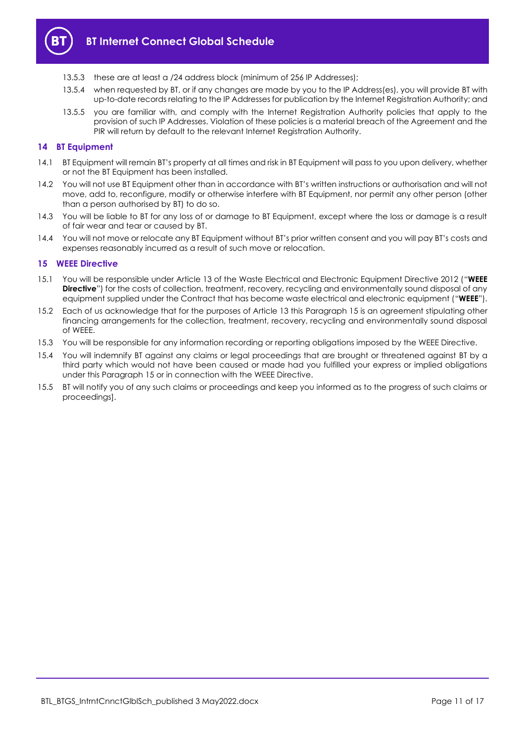13.5.3 these are at least a /24 address block (minimum of 256 IP Addresses);

13.5.4 when requested by BT, or if any changes are made by you to the IP Address(es), you will provide BT with up-to-date records relating to the IP Addresses for publication by the Internet Registration Authority; and

13.5.5 you are familiar with, and comply with the Internet Registration Authority policies that apply to the provision of such IP Addresses. Violation of these policies is a material breach of the Agreement and the PIR will return by default to the relevant Internet Registration Authority.

## 14 BT Equipment

14.1 BT Equipment will remain BT's property at all times and risk in BT Equipment will pass to you upon delivery, whether or not the BT Equipment has been installed.

14.2 You will not use BT Equipment other than in accordance with BT's written instructions or authorisation and will not move, add to, reconfigure, modify or otherwise interfere with BT Equipment, nor permit any other person (other than a person authorised by BT) to do so.

14.3 You will be liable to BT for any loss of or damage to BT Equipment, except where the loss or damage is a result of fair wear and tear or caused by BT.

14.4 You will not move or relocate any BT Equipment without BT's prior written consent and you will pay BT's costs and expenses reasonably incurred as a result of such move or relocation.

## 15 WEEE Directive

15.1 You will be responsible under Article 13 of the Waste Electrical and Electronic Equipment Directive 2012 ("**WEEE Directive**") for the costs of collection, treatment, recovery, recycling and environmentally sound disposal of any equipment supplied under the Contract that has become waste electrical and electronic equipment ("**WEEE**").

15.2 Each of us acknowledge that for the purposes of Article 13 this Paragraph 15 is an agreement stipulating other financing arrangements for the collection, treatment, recovery, recycling and environmentally sound disposal of WEEE.

15.3 You will be responsible for any information recording or reporting obligations imposed by the WEEE Directive.

15.4 You will indemnify BT against any claims or legal proceedings that are brought or threatened against BT by a third party which would not have been caused or made had you fulfilled your express or implied obligations under this Paragraph 15 or in connection with the WEEE Directive.

15.5 BT will notify you of any such claims or proceedings and keep you informed as to the progress of such claims or proceedings].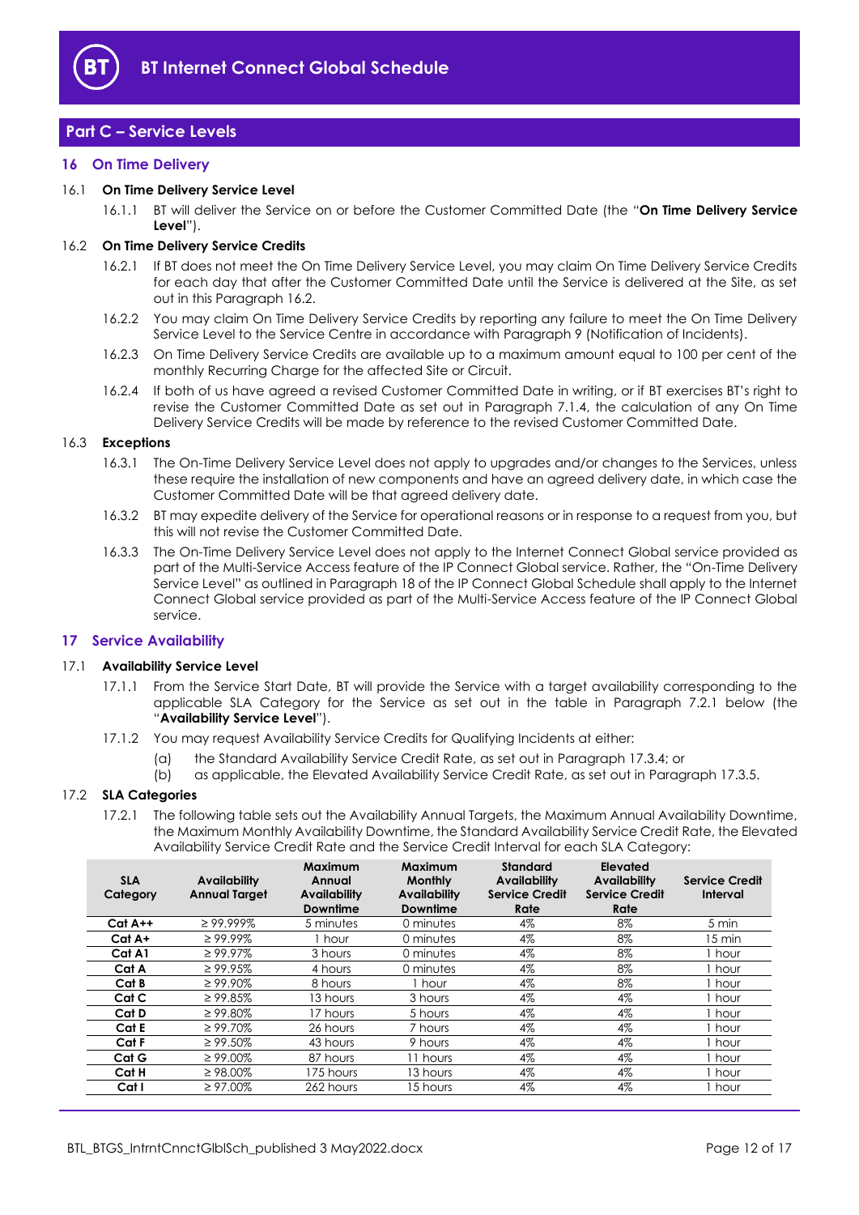## Part C – Service Levels

### 16 On Time Delivery

16.1 **On Time Delivery Service Level**

16.1.1 BT will deliver the Service on or before the Customer Committed Date (the "**On Time Delivery Service Level**").

16.2 **On Time Delivery Service Credits**

16.2.1 If BT does not meet the On Time Delivery Service Level, you may claim On Time Delivery Service Credits for each day that after the Customer Committed Date until the Service is delivered at the Site, as set out in this Paragraph 16.2.

16.2.2 You may claim On Time Delivery Service Credits by reporting any failure to meet the On Time Delivery Service Level to the Service Centre in accordance with Paragraph 9 (Notification of Incidents).

16.2.3 On Time Delivery Service Credits are available up to a maximum amount equal to 100 per cent of the monthly Recurring Charge for the affected Site or Circuit.

16.2.4 If both of us have agreed a revised Customer Committed Date in writing, or if BT exercises BT's right to revise the Customer Committed Date as set out in Paragraph 7.1.4, the calculation of any On Time Delivery Service Credits will be made by reference to the revised Customer Committed Date.

16.3 **Exceptions**

16.3.1 The On-Time Delivery Service Level does not apply to upgrades and/or changes to the Services, unless these require the installation of new components and have an agreed delivery date, in which case the Customer Committed Date will be that agreed delivery date.

16.3.2 BT may expedite delivery of the Service for operational reasons or in response to a request from you, but this will not revise the Customer Committed Date.

16.3.3 The On-Time Delivery Service Level does not apply to the Internet Connect Global service provided as part of the Multi-Service Access feature of the IP Connect Global service. Rather, the "On-Time Delivery Service Level" as outlined in Paragraph 18 of the IP Connect Global Schedule shall apply to the Internet Connect Global service provided as part of the Multi-Service Access feature of the IP Connect Global service.

### 17 Service Availability

17.1 **Availability Service Level**

17.1.1 From the Service Start Date, BT will provide the Service with a target availability corresponding to the applicable SLA Category for the Service as set out in the table in Paragraph 7.2.1 below (the "**Availability Service Level**").

17.1.2 You may request Availability Service Credits for Qualifying Incidents at either:

(a) the Standard Availability Service Credit Rate, as set out in Paragraph 17.3.4; or

(b) as applicable, the Elevated Availability Service Credit Rate, as set out in Paragraph 17.3.5.

17.2 **SLA Categories**

17.2.1 The following table sets out the Availability Annual Targets, the Maximum Annual Availability Downtime, the Maximum Monthly Availability Downtime, the Standard Availability Service Credit Rate, the Elevated Availability Service Credit Rate and the Service Credit Interval for each SLA Category:

| SLA Category | Availability Annual Target | Maximum Annual Availability Downtime | Maximum Monthly Availability Downtime | Standard Availability Service Credit Rate | Elevated Availability Service Credit Rate | Service Credit Interval |
|---|---|---|---|---|---|---|
| **Cat A++** | ≥ 99.999% | 5 minutes | 0 minutes | 4% | 8% | 5 min |
| **Cat A+** | ≥ 99.99% | 1 hour | 0 minutes | 4% | 8% | 15 min |
| **Cat A1** | ≥ 99.97% | 3 hours | 0 minutes | 4% | 8% | 1 hour |
| **Cat A** | ≥ 99.95% | 4 hours | 0 minutes | 4% | 8% | 1 hour |
| **Cat B** | ≥ 99.90% | 8 hours | 1 hour | 4% | 8% | 1 hour |
| **Cat C** | ≥ 99.85% | 13 hours | 3 hours | 4% | 4% | 1 hour |
| **Cat D** | ≥ 99.80% | 17 hours | 5 hours | 4% | 4% | 1 hour |
| **Cat E** | ≥ 99.70% | 26 hours | 7 hours | 4% | 4% | 1 hour |
| **Cat F** | ≥ 99.50% | 43 hours | 9 hours | 4% | 4% | 1 hour |
| **Cat G** | ≥ 99.00% | 87 hours | 11 hours | 4% | 4% | 1 hour |
| **Cat H** | ≥ 98.00% | 175 hours | 13 hours | 4% | 4% | 1 hour |
| **Cat I** | ≥ 97.00% | 262 hours | 15 hours | 4% | 4% | 1 hour |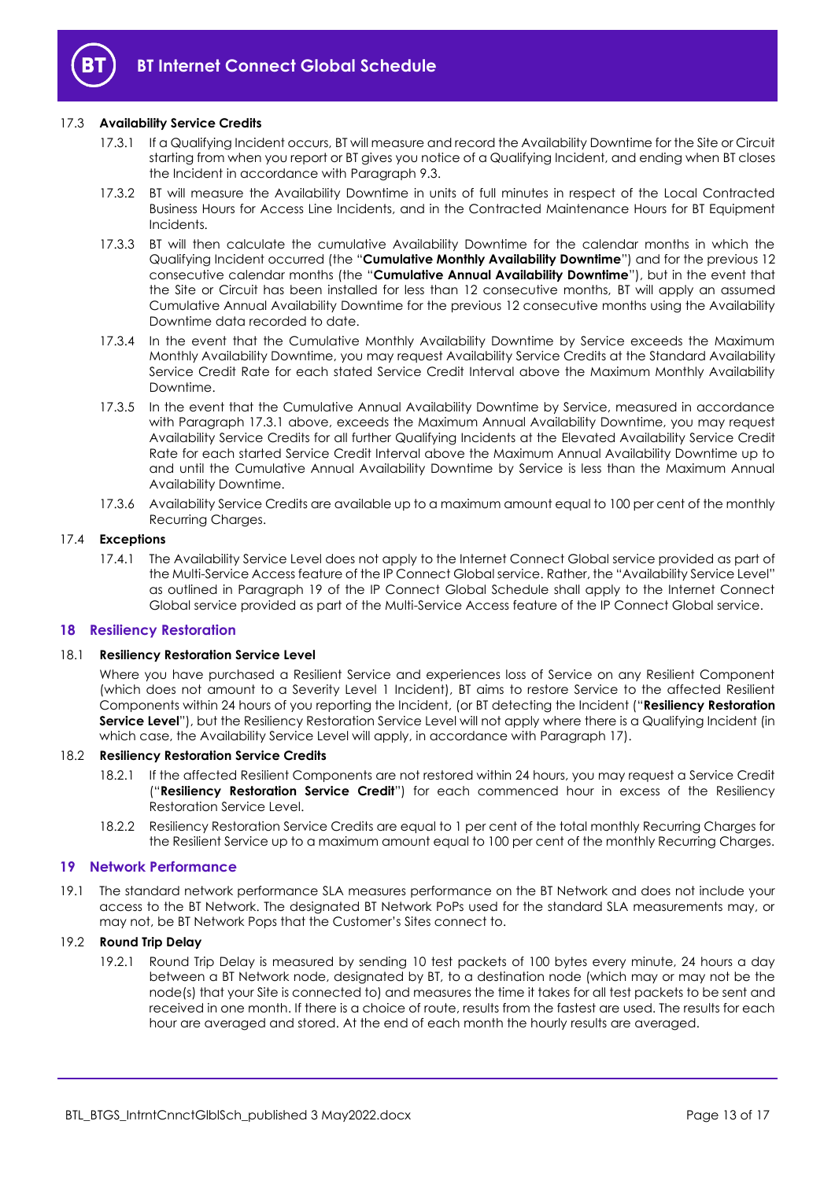#### 17.3 **Availability Service Credits**

17.3.1 If a Qualifying Incident occurs, BT will measure and record the Availability Downtime for the Site or Circuit starting from when you report or BT gives you notice of a Qualifying Incident, and ending when BT closes the Incident in accordance with Paragraph 9.3.

17.3.2 BT will measure the Availability Downtime in units of full minutes in respect of the Local Contracted Business Hours for Access Line Incidents, and in the Contracted Maintenance Hours for BT Equipment Incidents.

17.3.3 BT will then calculate the cumulative Availability Downtime for the calendar months in which the Qualifying Incident occurred (the "**Cumulative Monthly Availability Downtime**") and for the previous 12 consecutive calendar months (the "**Cumulative Annual Availability Downtime**"), but in the event that the Site or Circuit has been installed for less than 12 consecutive months, BT will apply an assumed Cumulative Annual Availability Downtime for the previous 12 consecutive months using the Availability Downtime data recorded to date.

17.3.4 In the event that the Cumulative Monthly Availability Downtime by Service exceeds the Maximum Monthly Availability Downtime, you may request Availability Service Credits at the Standard Availability Service Credit Rate for each stated Service Credit Interval above the Maximum Monthly Availability Downtime.

17.3.5 In the event that the Cumulative Annual Availability Downtime by Service, measured in accordance with Paragraph 17.3.1 above, exceeds the Maximum Annual Availability Downtime, you may request Availability Service Credits for all further Qualifying Incidents at the Elevated Availability Service Credit Rate for each started Service Credit Interval above the Maximum Annual Availability Downtime up to and until the Cumulative Annual Availability Downtime by Service is less than the Maximum Annual Availability Downtime.

17.3.6 Availability Service Credits are available up to a maximum amount equal to 100 per cent of the monthly Recurring Charges.

#### 17.4 **Exceptions**

17.4.1 The Availability Service Level does not apply to the Internet Connect Global service provided as part of the Multi-Service Access feature of the IP Connect Global service. Rather, the "Availability Service Level" as outlined in Paragraph 19 of the IP Connect Global Schedule shall apply to the Internet Connect Global service provided as part of the Multi-Service Access feature of the IP Connect Global service.

## 18 Resiliency Restoration

#### 18.1 **Resiliency Restoration Service Level**

Where you have purchased a Resilient Service and experiences loss of Service on any Resilient Component (which does not amount to a Severity Level 1 Incident), BT aims to restore Service to the affected Resilient Components within 24 hours of you reporting the Incident, (or BT detecting the Incident ("**Resiliency Restoration Service Level**"), but the Resiliency Restoration Service Level will not apply where there is a Qualifying Incident (in which case, the Availability Service Level will apply, in accordance with Paragraph 17).

#### 18.2 **Resiliency Restoration Service Credits**

18.2.1 If the affected Resilient Components are not restored within 24 hours, you may request a Service Credit ("**Resiliency Restoration Service Credit**") for each commenced hour in excess of the Resiliency Restoration Service Level.

18.2.2 Resiliency Restoration Service Credits are equal to 1 per cent of the total monthly Recurring Charges for the Resilient Service up to a maximum amount equal to 100 per cent of the monthly Recurring Charges.

## 19 Network Performance

19.1 The standard network performance SLA measures performance on the BT Network and does not include your access to the BT Network. The designated BT Network PoPs used for the standard SLA measurements may, or may not, be BT Network Pops that the Customer's Sites connect to.

#### 19.2 **Round Trip Delay**

19.2.1 Round Trip Delay is measured by sending 10 test packets of 100 bytes every minute, 24 hours a day between a BT Network node, designated by BT, to a destination node (which may or may not be the node(s) that your Site is connected to) and measures the time it takes for all test packets to be sent and received in one month. If there is a choice of route, results from the fastest are used. The results for each hour are averaged and stored. At the end of each month the hourly results are averaged.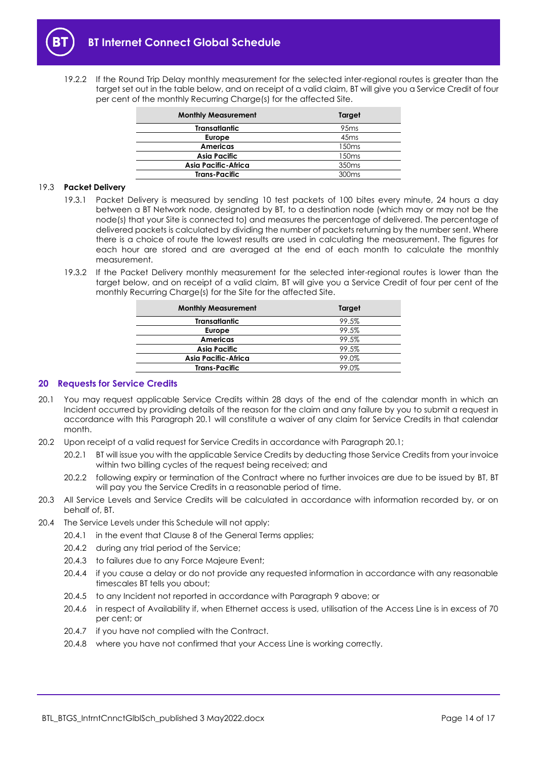19.2.2 If the Round Trip Delay monthly measurement for the selected inter-regional routes is greater than the target set out in the table below, and on receipt of a valid claim, BT will give you a Service Credit of four per cent of the monthly Recurring Charge(s) for the affected Site.

| Monthly Measurement | Target |
|---|---|
| **Transatlantic** | 95ms |
| **Europe** | 45ms |
| **Americas** | 150ms |
| **Asia Pacific** | 150ms |
| **Asia Pacific-Africa** | 350ms |
| **Trans-Pacific** | 300ms |

19.3 **Packet Delivery**

19.3.1 Packet Delivery is measured by sending 10 test packets of 100 bites every minute, 24 hours a day between a BT Network node, designated by BT, to a destination node (which may or may not be the node(s) that your Site is connected to) and measures the percentage of delivered. The percentage of delivered packets is calculated by dividing the number of packets returning by the number sent. Where there is a choice of route the lowest results are used in calculating the measurement. The figures for each hour are stored and are averaged at the end of each month to calculate the monthly measurement.

19.3.2 If the Packet Delivery monthly measurement for the selected inter-regional routes is lower than the target below, and on receipt of a valid claim, BT will give you a Service Credit of four per cent of the monthly Recurring Charge(s) for the Site for the affected Site.

| Monthly Measurement | Target |
|---|---|
| **Transatlantic** | 99.5% |
| **Europe** | 99.5% |
| **Americas** | 99.5% |
| **Asia Pacific** | 99.5% |
| **Asia Pacific-Africa** | 99.0% |
| **Trans-Pacific** | 99.0% |

## 20 Requests for Service Credits

20.1 You may request applicable Service Credits within 28 days of the end of the calendar month in which an Incident occurred by providing details of the reason for the claim and any failure by you to submit a request in accordance with this Paragraph 20.1 will constitute a waiver of any claim for Service Credits in that calendar month.

20.2 Upon receipt of a valid request for Service Credits in accordance with Paragraph 20.1;

20.2.1 BT will issue you with the applicable Service Credits by deducting those Service Credits from your invoice within two billing cycles of the request being received; and

20.2.2 following expiry or termination of the Contract where no further invoices are due to be issued by BT, BT will pay you the Service Credits in a reasonable period of time.

20.3 All Service Levels and Service Credits will be calculated in accordance with information recorded by, or on behalf of, BT.

20.4 The Service Levels under this Schedule will not apply:

20.4.1 in the event that Clause 8 of the General Terms applies;

20.4.2 during any trial period of the Service;

20.4.3 to failures due to any Force Majeure Event;

20.4.4 if you cause a delay or do not provide any requested information in accordance with any reasonable timescales BT tells you about;

20.4.5 to any Incident not reported in accordance with Paragraph 9 above; or

20.4.6 in respect of Availability if, when Ethernet access is used, utilisation of the Access Line is in excess of 70 per cent; or

20.4.7 if you have not complied with the Contract.

20.4.8 where you have not confirmed that your Access Line is working correctly.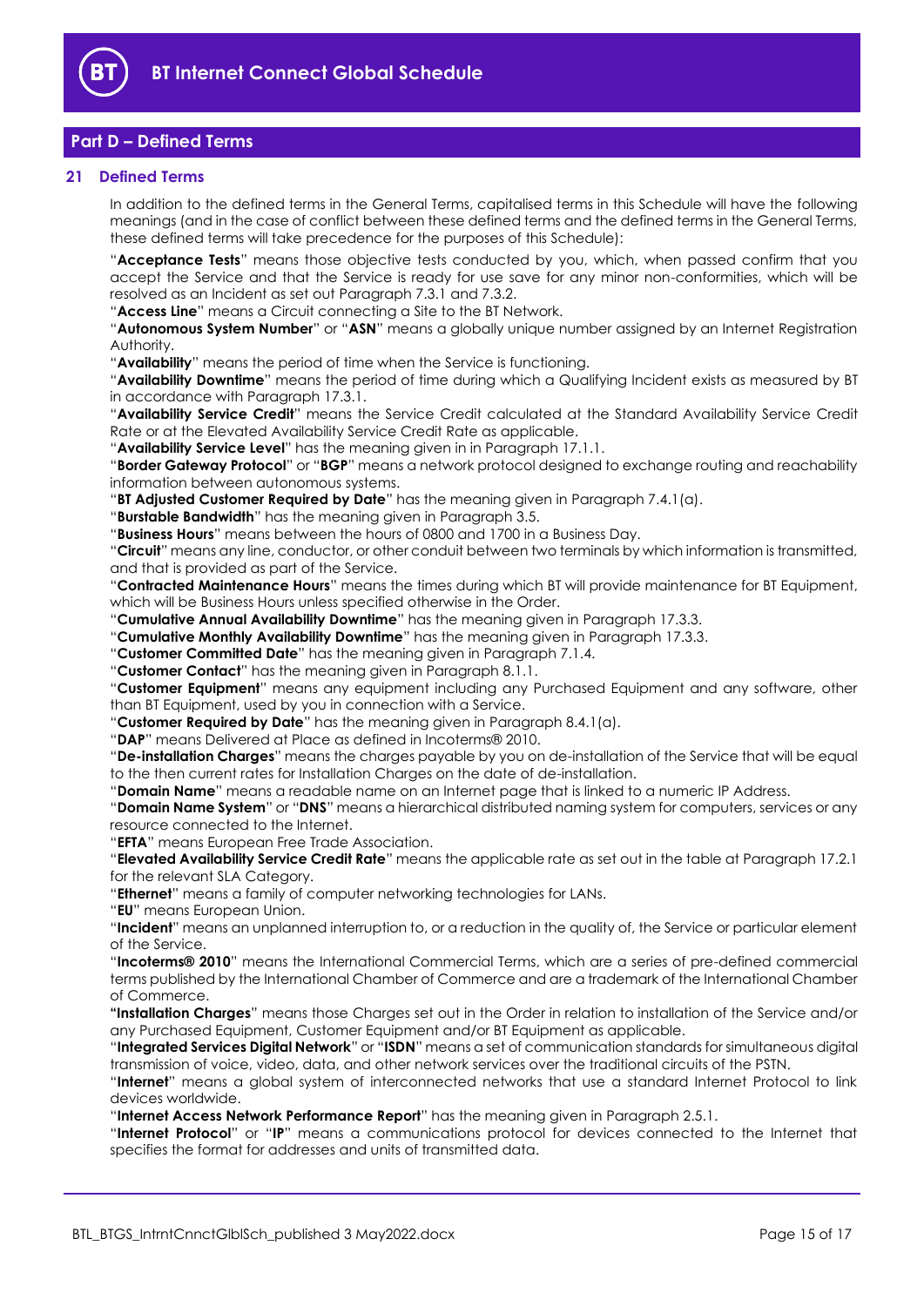## Part D – Defined Terms

### 21 Defined Terms

In addition to the defined terms in the General Terms, capitalised terms in this Schedule will have the following meanings (and in the case of conflict between these defined terms and the defined terms in the General Terms, these defined terms will take precedence for the purposes of this Schedule):

"**Acceptance Tests**" means those objective tests conducted by you, which, when passed confirm that you accept the Service and that the Service is ready for use save for any minor non-conformities, which will be resolved as an Incident as set out Paragraph 7.3.1 and 7.3.2.

"**Access Line**" means a Circuit connecting a Site to the BT Network.

"**Autonomous System Number**" or "**ASN**" means a globally unique number assigned by an Internet Registration Authority.

"**Availability**" means the period of time when the Service is functioning.

"**Availability Downtime**" means the period of time during which a Qualifying Incident exists as measured by BT in accordance with Paragraph 17.3.1.

"**Availability Service Credit**" means the Service Credit calculated at the Standard Availability Service Credit Rate or at the Elevated Availability Service Credit Rate as applicable.

"**Availability Service Level**" has the meaning given in in Paragraph 17.1.1.

"**Border Gateway Protocol**" or "**BGP**" means a network protocol designed to exchange routing and reachability information between autonomous systems.

"**BT Adjusted Customer Required by Date**" has the meaning given in Paragraph 7.4.1(a).

"**Burstable Bandwidth**" has the meaning given in Paragraph 3.5.

"**Business Hours**" means between the hours of 0800 and 1700 in a Business Day.

"**Circuit**" means any line, conductor, or other conduit between two terminals by which information is transmitted, and that is provided as part of the Service.

"**Contracted Maintenance Hours**" means the times during which BT will provide maintenance for BT Equipment, which will be Business Hours unless specified otherwise in the Order.

"**Cumulative Annual Availability Downtime**" has the meaning given in Paragraph 17.3.3.

"**Cumulative Monthly Availability Downtime**" has the meaning given in Paragraph 17.3.3.

"**Customer Committed Date**" has the meaning given in Paragraph 7.1.4.

"**Customer Contact**" has the meaning given in Paragraph 8.1.1.

"**Customer Equipment**" means any equipment including any Purchased Equipment and any software, other than BT Equipment, used by you in connection with a Service.

"**Customer Required by Date**" has the meaning given in Paragraph 8.4.1(a).

"**DAP**" means Delivered at Place as defined in Incoterms® 2010.

"**De-installation Charges**" means the charges payable by you on de-installation of the Service that will be equal to the then current rates for Installation Charges on the date of de-installation.

"**Domain Name**" means a readable name on an Internet page that is linked to a numeric IP Address.

"**Domain Name System**" or "**DNS**" means a hierarchical distributed naming system for computers, services or any resource connected to the Internet.

"**EFTA**" means European Free Trade Association.

"**Elevated Availability Service Credit Rate**" means the applicable rate as set out in the table at Paragraph 17.2.1 for the relevant SLA Category.

"**Ethernet**" means a family of computer networking technologies for LANs.

"**EU**" means European Union.

"**Incident**" means an unplanned interruption to, or a reduction in the quality of, the Service or particular element of the Service.

"**Incoterms® 2010**" means the International Commercial Terms, which are a series of pre-defined commercial terms published by the International Chamber of Commerce and are a trademark of the International Chamber of Commerce.

"**Installation Charges**" means those Charges set out in the Order in relation to installation of the Service and/or any Purchased Equipment, Customer Equipment and/or BT Equipment as applicable.

"**Integrated Services Digital Network**" or "**ISDN**" means a set of communication standards for simultaneous digital transmission of voice, video, data, and other network services over the traditional circuits of the PSTN.

"**Internet**" means a global system of interconnected networks that use a standard Internet Protocol to link devices worldwide.

"**Internet Access Network Performance Report**" has the meaning given in Paragraph 2.5.1.

"**Internet Protocol**" or "**IP**" means a communications protocol for devices connected to the Internet that specifies the format for addresses and units of transmitted data.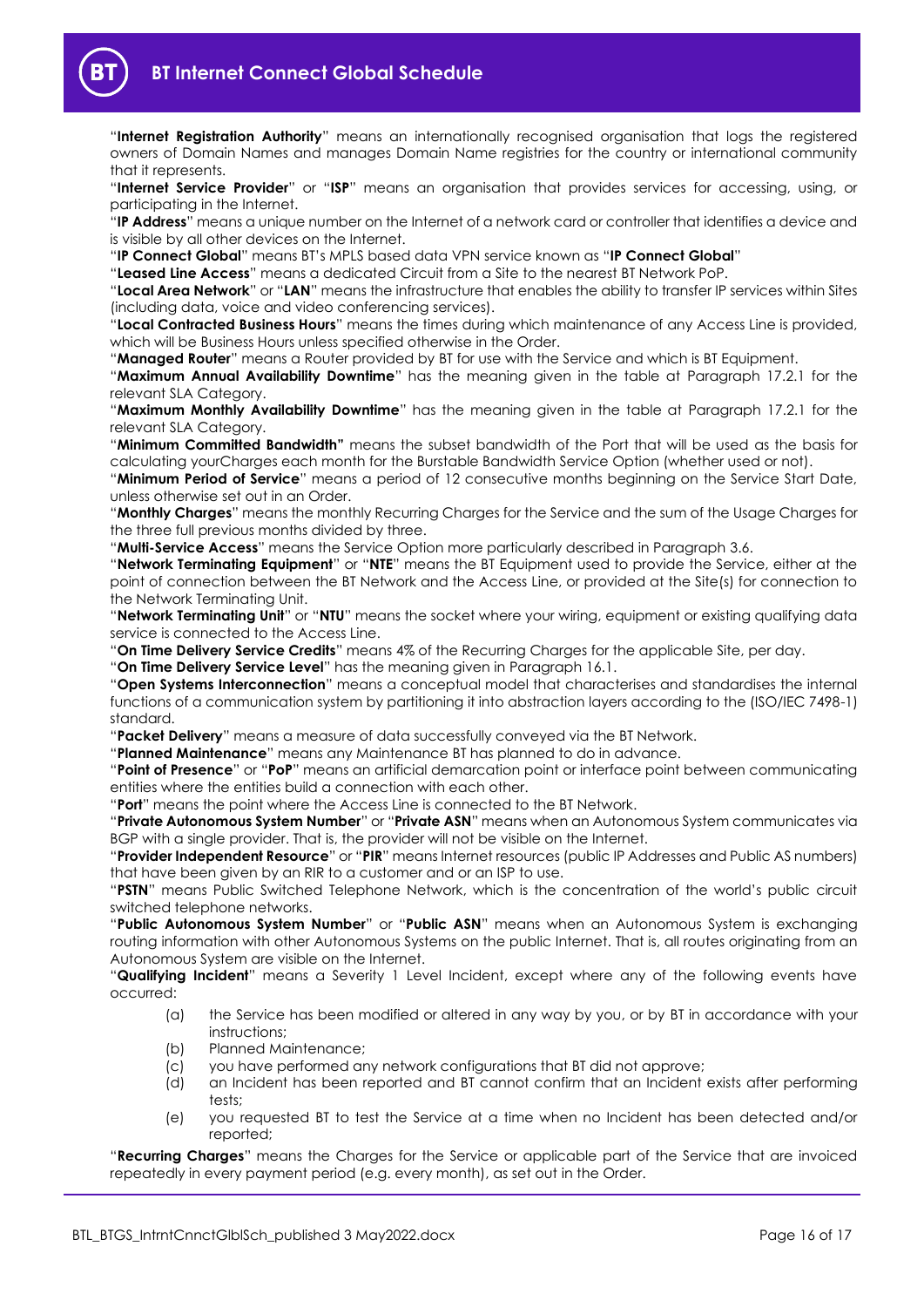"**Internet Registration Authority**" means an internationally recognised organisation that logs the registered owners of Domain Names and manages Domain Name registries for the country or international community that it represents.

"**Internet Service Provider**" or "**ISP**" means an organisation that provides services for accessing, using, or participating in the Internet.

"**IP Address**" means a unique number on the Internet of a network card or controller that identifies a device and is visible by all other devices on the Internet.

"**IP Connect Global**" means BT's MPLS based data VPN service known as "**IP Connect Global**"

"**Leased Line Access**" means a dedicated Circuit from a Site to the nearest BT Network PoP.

"**Local Area Network**" or "**LAN**" means the infrastructure that enables the ability to transfer IP services within Sites (including data, voice and video conferencing services).

"**Local Contracted Business Hours**" means the times during which maintenance of any Access Line is provided, which will be Business Hours unless specified otherwise in the Order.

"**Managed Router**" means a Router provided by BT for use with the Service and which is BT Equipment.

"**Maximum Annual Availability Downtime**" has the meaning given in the table at Paragraph 17.2.1 for the relevant SLA Category.

"**Maximum Monthly Availability Downtime**" has the meaning given in the table at Paragraph 17.2.1 for the relevant SLA Category.

"**Minimum Committed Bandwidth**" means the subset bandwidth of the Port that will be used as the basis for calculating yourCharges each month for the Burstable Bandwidth Service Option (whether used or not).

"**Minimum Period of Service**" means a period of 12 consecutive months beginning on the Service Start Date, unless otherwise set out in an Order.

"**Monthly Charges**" means the monthly Recurring Charges for the Service and the sum of the Usage Charges for the three full previous months divided by three.

"**Multi-Service Access**" means the Service Option more particularly described in Paragraph 3.6.

"**Network Terminating Equipment**" or "**NTE**" means the BT Equipment used to provide the Service, either at the point of connection between the BT Network and the Access Line, or provided at the Site(s) for connection to the Network Terminating Unit.

"**Network Terminating Unit**" or "**NTU**" means the socket where your wiring, equipment or existing qualifying data service is connected to the Access Line.

"**On Time Delivery Service Credits**" means 4% of the Recurring Charges for the applicable Site, per day.

"**On Time Delivery Service Level**" has the meaning given in Paragraph 16.1.

"**Open Systems Interconnection**" means a conceptual model that characterises and standardises the internal functions of a communication system by partitioning it into abstraction layers according to the (ISO/IEC 7498-1) standard.

"**Packet Delivery**" means a measure of data successfully conveyed via the BT Network.

"**Planned Maintenance**" means any Maintenance BT has planned to do in advance.

"**Point of Presence**" or "**PoP**" means an artificial demarcation point or interface point between communicating entities where the entities build a connection with each other.

"**Port**" means the point where the Access Line is connected to the BT Network.

"**Private Autonomous System Number**" or "**Private ASN**" means when an Autonomous System communicates via BGP with a single provider. That is, the provider will not be visible on the Internet.

"**Provider Independent Resource**" or "**PIR**" means Internet resources (public IP Addresses and Public AS numbers) that have been given by an RIR to a customer and or an ISP to use.

"**PSTN**" means Public Switched Telephone Network, which is the concentration of the world's public circuit switched telephone networks.

"**Public Autonomous System Number**" or "**Public ASN**" means when an Autonomous System is exchanging routing information with other Autonomous Systems on the public Internet. That is, all routes originating from an Autonomous System are visible on the Internet.

"**Qualifying Incident**" means a Severity 1 Level Incident, except where any of the following events have occurred:

(a) the Service has been modified or altered in any way by you, or by BT in accordance with your instructions;

(b) Planned Maintenance;

(c) you have performed any network configurations that BT did not approve;

(d) an Incident has been reported and BT cannot confirm that an Incident exists after performing tests;

(e) you requested BT to test the Service at a time when no Incident has been detected and/or reported;

"**Recurring Charges**" means the Charges for the Service or applicable part of the Service that are invoiced repeatedly in every payment period (e.g. every month), as set out in the Order.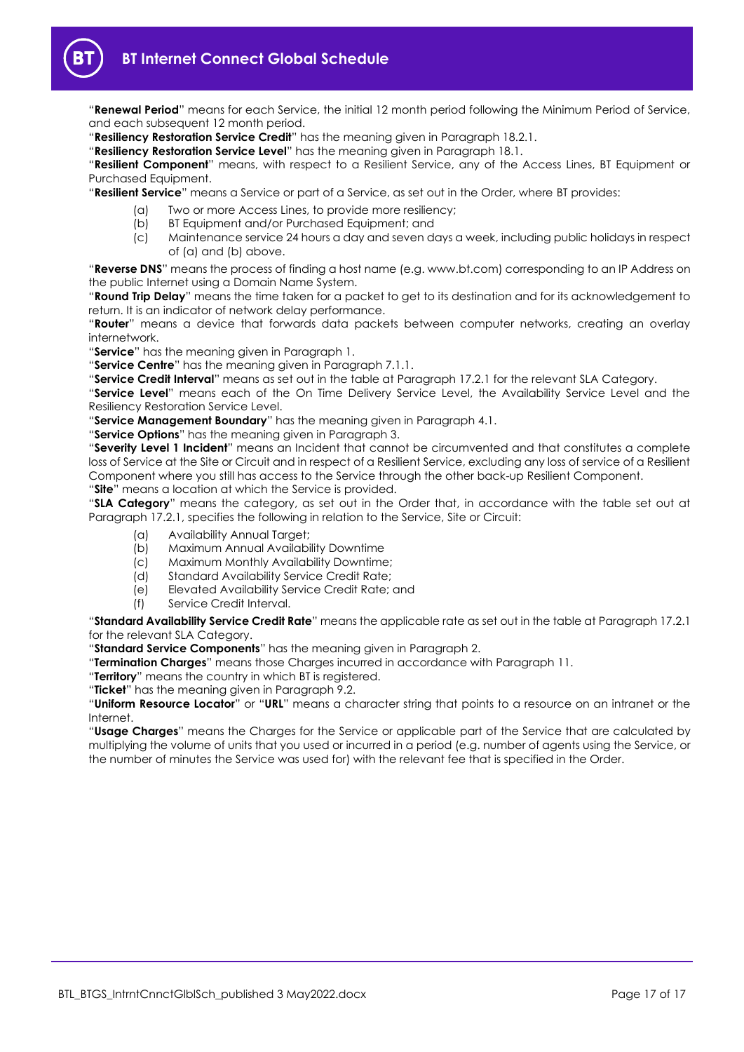"**Renewal Period**" means for each Service, the initial 12 month period following the Minimum Period of Service, and each subsequent 12 month period.

"**Resiliency Restoration Service Credit**" has the meaning given in Paragraph 18.2.1.

"**Resiliency Restoration Service Level**" has the meaning given in Paragraph 18.1.

"**Resilient Component**" means, with respect to a Resilient Service, any of the Access Lines, BT Equipment or Purchased Equipment.

"**Resilient Service**" means a Service or part of a Service, as set out in the Order, where BT provides:

- (a) Two or more Access Lines, to provide more resiliency;
- (b) BT Equipment and/or Purchased Equipment; and
- (c) Maintenance service 24 hours a day and seven days a week, including public holidays in respect of (a) and (b) above.

"**Reverse DNS**" means the process of finding a host name (e.g. www.bt.com) corresponding to an IP Address on the public Internet using a Domain Name System.

"**Round Trip Delay**" means the time taken for a packet to get to its destination and for its acknowledgement to return. It is an indicator of network delay performance.

"**Router**" means a device that forwards data packets between computer networks, creating an overlay internetwork.

"**Service**" has the meaning given in Paragraph 1.

"**Service Centre**" has the meaning given in Paragraph 7.1.1.

"**Service Credit Interval**" means as set out in the table at Paragraph 17.2.1 for the relevant SLA Category.

"**Service Level**" means each of the On Time Delivery Service Level, the Availability Service Level and the Resiliency Restoration Service Level.

"**Service Management Boundary**" has the meaning given in Paragraph 4.1.

"**Service Options**" has the meaning given in Paragraph 3.

"**Severity Level 1 Incident**" means an Incident that cannot be circumvented and that constitutes a complete loss of Service at the Site or Circuit and in respect of a Resilient Service, excluding any loss of service of a Resilient Component where you still has access to the Service through the other back-up Resilient Component.

"**Site**" means a location at which the Service is provided.

"**SLA Category**" means the category, as set out in the Order that, in accordance with the table set out at Paragraph 17.2.1, specifies the following in relation to the Service, Site or Circuit:

- (a) Availability Annual Target;
- (b) Maximum Annual Availability Downtime
- (c) Maximum Monthly Availability Downtime;
- (d) Standard Availability Service Credit Rate;
- (e) Elevated Availability Service Credit Rate; and
- (f) Service Credit Interval.

"**Standard Availability Service Credit Rate**" means the applicable rate as set out in the table at Paragraph 17.2.1 for the relevant SLA Category.

"**Standard Service Components**" has the meaning given in Paragraph 2.

"**Termination Charges**" means those Charges incurred in accordance with Paragraph 11.

"**Territory**" means the country in which BT is registered.

"**Ticket**" has the meaning given in Paragraph 9.2.

"**Uniform Resource Locator**" or "**URL**" means a character string that points to a resource on an intranet or the Internet.

"**Usage Charges**" means the Charges for the Service or applicable part of the Service that are calculated by multiplying the volume of units that you used or incurred in a period (e.g. number of agents using the Service, or the number of minutes the Service was used for) with the relevant fee that is specified in the Order.